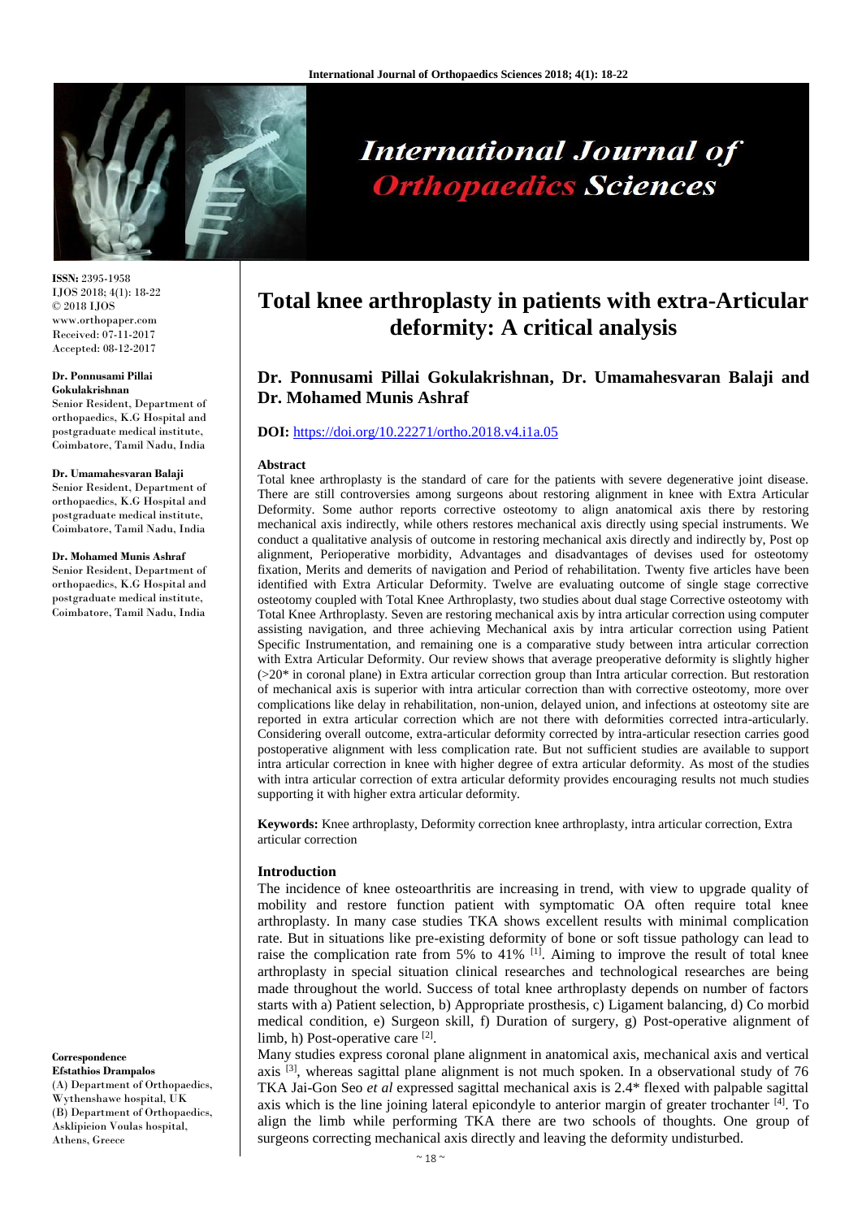**ISSN:** 2395-1958
IJOS 2018; 4(1): 18-22
© 2018 IJOS
www.orthopaper.com
Received: 07-11-2017
Accepted: 08-12-2017

**Dr. Ponnusami Pillai Gokulakrishnan**
Senior Resident, Department of orthopaedics, K.G Hospital and postgraduate medical institute, Coimbatore, Tamil Nadu, India

**Dr. Umamahesvaran Balaji**
Senior Resident, Department of orthopaedics, K.G Hospital and postgraduate medical institute, Coimbatore, Tamil Nadu, India

**Dr. Mohamed Munis Ashraf**
Senior Resident, Department of orthopaedics, K.G Hospital and postgraduate medical institute, Coimbatore, Tamil Nadu, India

**Correspondence**
**Efstathios Drampalos**
(A) Department of Orthopaedics, Wythenshawe hospital, UK
(B) Department of Orthopaedics, Asklipieion Voulas hospital, Athens, Greece

# Total knee arthroplasty in patients with extra-Articular deformity: A critical analysis

**Dr. Ponnusami Pillai Gokulakrishnan, Dr. Umamahesvaran Balaji and Dr. Mohamed Munis Ashraf**

**DOI:** https://doi.org/10.22271/ortho.2018.v4.i1a.05

### Abstract

Total knee arthroplasty is the standard of care for the patients with severe degenerative joint disease. There are still controversies among surgeons about restoring alignment in knee with Extra Articular Deformity. Some author reports corrective osteotomy to align anatomical axis there by restoring mechanical axis indirectly, while others restores mechanical axis directly using special instruments. We conduct a qualitative analysis of outcome in restoring mechanical axis directly and indirectly by, Post op alignment, Perioperative morbidity, Advantages and disadvantages of devises used for osteotomy fixation, Merits and demerits of navigation and Period of rehabilitation. Twenty five articles have been identified with Extra Articular Deformity. Twelve are evaluating outcome of single stage corrective osteotomy coupled with Total Knee Arthroplasty, two studies about dual stage Corrective osteotomy with Total Knee Arthroplasty. Seven are restoring mechanical axis by intra articular correction using computer assisting navigation, and three achieving Mechanical axis by intra articular correction using Patient Specific Instrumentation, and remaining one is a comparative study between intra articular correction with Extra Articular Deformity. Our review shows that average preoperative deformity is slightly higher (>20* in coronal plane) in Extra articular correction group than Intra articular correction. But restoration of mechanical axis is superior with intra articular correction than with corrective osteotomy, more over complications like delay in rehabilitation, non-union, delayed union, and infections at osteotomy site are reported in extra articular correction which are not there with deformities corrected intra-articularly. Considering overall outcome, extra-articular deformity corrected by intra-articular resection carries good postoperative alignment with less complication rate. But not sufficient studies are available to support intra articular correction in knee with higher degree of extra articular deformity. As most of the studies with intra articular correction of extra articular deformity provides encouraging results not much studies supporting it with higher extra articular deformity.

**Keywords:** Knee arthroplasty, Deformity correction knee arthroplasty, intra articular correction, Extra articular correction

### Introduction

The incidence of knee osteoarthritis are increasing in trend, with view to upgrade quality of mobility and restore function patient with symptomatic OA often require total knee arthroplasty. In many case studies TKA shows excellent results with minimal complication rate. But in situations like pre-existing deformity of bone or soft tissue pathology can lead to raise the complication rate from 5% to 41% [1]. Aiming to improve the result of total knee arthroplasty in special situation clinical researches and technological researches are being made throughout the world. Success of total knee arthroplasty depends on number of factors starts with a) Patient selection, b) Appropriate prosthesis, c) Ligament balancing, d) Co morbid medical condition, e) Surgeon skill, f) Duration of surgery, g) Post-operative alignment of limb, h) Post-operative care [2].

Many studies express coronal plane alignment in anatomical axis, mechanical axis and vertical axis [3], whereas sagittal plane alignment is not much spoken. In a observational study of 76 TKA Jai-Gon Seo *et al* expressed sagittal mechanical axis is 2.4* flexed with palpable sagittal axis which is the line joining lateral epicondyle to anterior margin of greater trochanter [4]. To align the limb while performing TKA there are two schools of thoughts. One group of surgeons correcting mechanical axis directly and leaving the deformity undisturbed.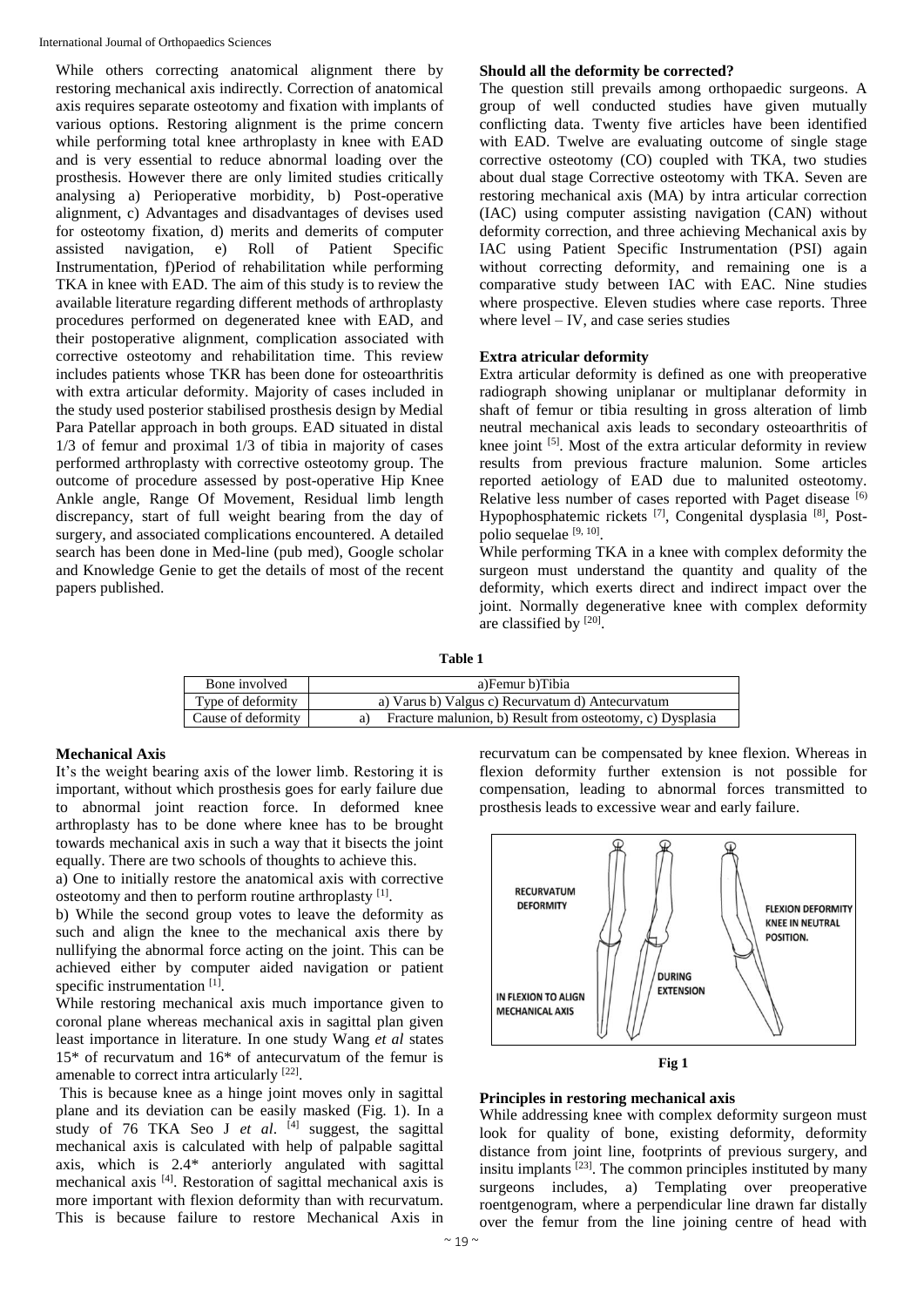While others correcting anatomical alignment there by restoring mechanical axis indirectly. Correction of anatomical axis requires separate osteotomy and fixation with implants of various options. Restoring alignment is the prime concern while performing total knee arthroplasty in knee with EAD and is very essential to reduce abnormal loading over the prosthesis. However there are only limited studies critically analysing a) Perioperative morbidity, b) Post-operative alignment, c) Advantages and disadvantages of devises used for osteotomy fixation, d) merits and demerits of computer assisted navigation, e) Roll of Patient Specific Instrumentation, f)Period of rehabilitation while performing TKA in knee with EAD. The aim of this study is to review the available literature regarding different methods of arthroplasty procedures performed on degenerated knee with EAD, and their postoperative alignment, complication associated with corrective osteotomy and rehabilitation time. This review includes patients whose TKR has been done for osteoarthritis with extra articular deformity. Majority of cases included in the study used posterior stabilised prosthesis design by Medial Para Patellar approach in both groups. EAD situated in distal 1/3 of femur and proximal 1/3 of tibia in majority of cases performed arthroplasty with corrective osteotomy group. The outcome of procedure assessed by post-operative Hip Knee Ankle angle, Range Of Movement, Residual limb length discrepancy, start of full weight bearing from the day of surgery, and associated complications encountered. A detailed search has been done in Med-line (pub med), Google scholar and Knowledge Genie to get the details of most of the recent papers published.

**Should all the deformity be corrected?**

The question still prevails among orthopaedic surgeons. A group of well conducted studies have given mutually conflicting data. Twenty five articles have been identified with EAD. Twelve are evaluating outcome of single stage corrective osteotomy (CO) coupled with TKA, two studies about dual stage Corrective osteotomy with TKA. Seven are restoring mechanical axis (MA) by intra articular correction (IAC) using computer assisting navigation (CAN) without deformity correction, and three achieving Mechanical axis by IAC using Patient Specific Instrumentation (PSI) again without correcting deformity, and remaining one is a comparative study between IAC with EAC. Nine studies where prospective. Eleven studies where case reports. Three where level – IV, and case series studies

**Extra atricular deformity**

Extra articular deformity is defined as one with preoperative radiograph showing uniplanar or multiplanar deformity in shaft of femur or tibia resulting in gross alteration of limb neutral mechanical axis leads to secondary osteoarthritis of knee joint [5]. Most of the extra articular deformity in review results from previous fracture malunion. Some articles reported aetiology of EAD due to malunited osteotomy. Relative less number of cases reported with Paget disease [6] Hypophosphatemic rickets [7], Congenital dysplasia [8], Post-polio sequelae [9, 10].

While performing TKA in a knee with complex deformity the surgeon must understand the quantity and quality of the deformity, which exerts direct and indirect impact over the joint. Normally degenerative knee with complex deformity are classified by [20].

**Table 1**

| Bone involved | a)Femur b)Tibia |
|---|---|
| Type of deformity | a) Varus b) Valgus c) Recurvatum d) Antecurvatum |
| Cause of deformity | a) Fracture malunion, b) Result from osteotomy, c) Dysplasia |

**Mechanical Axis**

It's the weight bearing axis of the lower limb. Restoring it is important, without which prosthesis goes for early failure due to abnormal joint reaction force. In deformed knee arthroplasty has to be done where knee has to be brought towards mechanical axis in such a way that it bisects the joint equally. There are two schools of thoughts to achieve this.

a) One to initially restore the anatomical axis with corrective osteotomy and then to perform routine arthroplasty [1].

b) While the second group votes to leave the deformity as such and align the knee to the mechanical axis there by nullifying the abnormal force acting on the joint. This can be achieved either by computer aided navigation or patient specific instrumentation [1].

While restoring mechanical axis much importance given to coronal plane whereas mechanical axis in sagittal plan given least importance in literature. In one study Wang *et al* states 15* of recurvatum and 16* of antecurvatum of the femur is amenable to correct intra articularly [22].

This is because knee as a hinge joint moves only in sagittal plane and its deviation can be easily masked (Fig. 1). In a study of 76 TKA Seo J *et al*. [4] suggest, the sagittal mechanical axis is calculated with help of palpable sagittal axis, which is 2.4* anteriorly angulated with sagittal mechanical axis [4]. Restoration of sagittal mechanical axis is more important with flexion deformity than with recurvatum. This is because failure to restore Mechanical Axis in recurvatum can be compensated by knee flexion. Whereas in flexion deformity further extension is not possible for compensation, leading to abnormal forces transmitted to prosthesis leads to excessive wear and early failure.

**Fig 1**

**Principles in restoring mechanical axis**

While addressing knee with complex deformity surgeon must look for quality of bone, existing deformity, deformity distance from joint line, footprints of previous surgery, and insitu implants [23]. The common principles instituted by many surgeons includes, a) Templating over preoperative roentgenogram, where a perpendicular line drawn far distally over the femur from the line joining centre of head with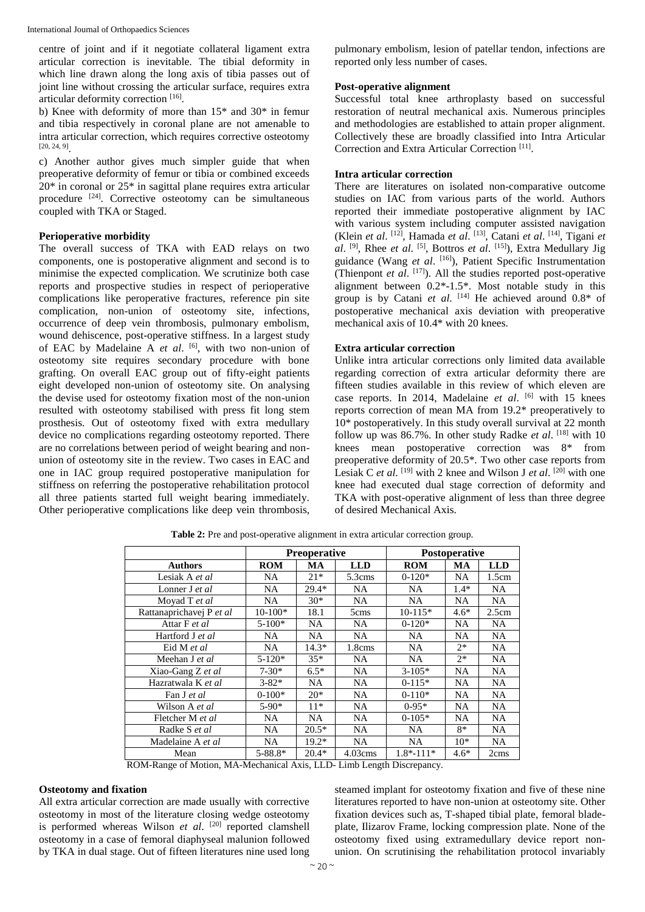centre of joint and if it negotiate collateral ligament extra articular correction is inevitable. The tibial deformity in which line drawn along the long axis of tibia passes out of joint line without crossing the articular surface, requires extra articular deformity correction [16].

b) Knee with deformity of more than 15* and 30* in femur and tibia respectively in coronal plane are not amenable to intra articular correction, which requires corrective osteotomy [20, 24, 9].

c) Another author gives much simpler guide that when preoperative deformity of femur or tibia or combined exceeds 20* in coronal or 25* in sagittal plane requires extra articular procedure [24]. Corrective osteotomy can be simultaneous coupled with TKA or Staged.

**Perioperative morbidity**

The overall success of TKA with EAD relays on two components, one is postoperative alignment and second is to minimise the expected complication. We scrutinize both case reports and prospective studies in respect of perioperative complications like peroperative fractures, reference pin site complication, non-union of osteotomy site, infections, occurrence of deep vein thrombosis, pulmonary embolism, wound dehiscence, post-operative stiffness. In a largest study of EAC by Madelaine A *et al*. [6], with two non-union of osteotomy site requires secondary procedure with bone grafting. On overall EAC group out of fifty-eight patients eight developed non-union of osteotomy site. On analysing the devise used for osteotomy fixation most of the non-union resulted with osteotomy stabilised with press fit long stem prosthesis. Out of osteotomy fixed with extra medullary device no complications regarding osteotomy reported. There are no correlations between period of weight bearing and non-union of osteotomy site in the review. Two cases in EAC and one in IAC group required postoperative manipulation for stiffness on referring the postoperative rehabilitation protocol all three patients started full weight bearing immediately. Other perioperative complications like deep vein thrombosis, pulmonary embolism, lesion of patellar tendon, infections are reported only less number of cases.

**Post-operative alignment**

Successful total knee arthroplasty based on successful restoration of neutral mechanical axis. Numerous principles and methodologies are established to attain proper alignment. Collectively these are broadly classified into Intra Articular Correction and Extra Articular Correction [11].

**Intra articular correction**

There are literatures on isolated non-comparative outcome studies on IAC from various parts of the world. Authors reported their immediate postoperative alignment by IAC with various system including computer assisted navigation (Klein *et al*. [12], Hamada *et al*. [13], Catani *et al*. [14], Tigani *et al*. [9], Rhee *et al*. [5], Bottros *et al*. [15]), Extra Medullary Jig guidance (Wang *et al*. [16]), Patient Specific Instrumentation (Thienpont *et al*. [17]). All the studies reported post-operative alignment between 0.2*-1.5*. Most notable study in this group is by Catani *et al*. [14] He achieved around 0.8* of postoperative mechanical axis deviation with preoperative mechanical axis of 10.4* with 20 knees.

**Extra articular correction**

Unlike intra articular corrections only limited data available regarding correction of extra articular deformity there are fifteen studies available in this review of which eleven are case reports. In 2014, Madelaine *et al*. [6] with 15 knees reports correction of mean MA from 19.2* preoperatively to 10* postoperatively. In this study overall survival at 22 month follow up was 86.7%. In other study Radke *et al*. [18] with 10 knees mean postoperative correction was 8* from preoperative deformity of 20.5*. Two other case reports from Lesiak C *et al*. [19] with 2 knee and Wilson J *et al*. [20] with one knee had executed dual stage correction of deformity and TKA with post-operative alignment of less than three degree of desired Mechanical Axis.

**Table 2:** Pre and post-operative alignment in extra articular correction group.

| | Preoperative | | | Postoperative | | |
|---|---|---|---|---|---|---|
| **Authors** | **ROM** | **MA** | **LLD** | **ROM** | **MA** | **LLD** |
| Lesiak A *et al* | NA | 21* | 5.3cms | 0-120* | NA | 1.5cm |
| Lonner J *et al* | NA | 29.4* | NA | NA | 1.4* | NA |
| Moyad T *et al* | NA | 30* | NA | NA | NA | NA |
| Rattanaprichavej P *et al* | 10-100* | 18.1 | 5cms | 10-115* | 4.6* | 2.5cm |
| Attar F *et al* | 5-100* | NA | NA | 0-120* | NA | NA |
| Hartford J *et al* | NA | NA | NA | NA | NA | NA |
| Eid M *et al* | NA | 14.3* | 1.8cms | NA | 2* | NA |
| Meehan J *et al* | 5-120* | 35* | NA | NA | 2* | NA |
| Xiao-Gang Z *et al* | 7-30* | 6.5* | NA | 3-105* | NA | NA |
| Hazratwala K *et al* | 3-82* | NA | NA | 0-115* | NA | NA |
| Fan J *et al* | 0-100* | 20* | NA | 0-110* | NA | NA |
| Wilson A *et al* | 5-90* | 11* | NA | 0-95* | NA | NA |
| Fletcher M *et al* | NA | NA | NA | 0-105* | NA | NA |
| Radke S *et al* | NA | 20.5* | NA | NA | 8* | NA |
| Madelaine A *et al* | NA | 19.2* | NA | NA | 10* | NA |
| Mean | 5-88.8* | 20.4* | 4.03cms | 1.8*-111* | 4.6* | 2cms |

ROM-Range of Motion, MA-Mechanical Axis, LLD- Limb Length Discrepancy.

**Osteotomy and fixation**

All extra articular correction are made usually with corrective osteotomy in most of the literature closing wedge osteotomy is performed whereas Wilson *et al*. [20] reported clamshell osteotomy in a case of femoral diaphyseal malunion followed by TKA in dual stage. Out of fifteen literatures nine used long steamed implant for osteotomy fixation and five of these nine literatures reported to have non-union at osteotomy site. Other fixation devices such as, T-shaped tibial plate, femoral blade-plate, Ilizarov Frame, locking compression plate. None of the osteotomy fixed using extramedullary device report non-union. On scrutinising the rehabilitation protocol invariably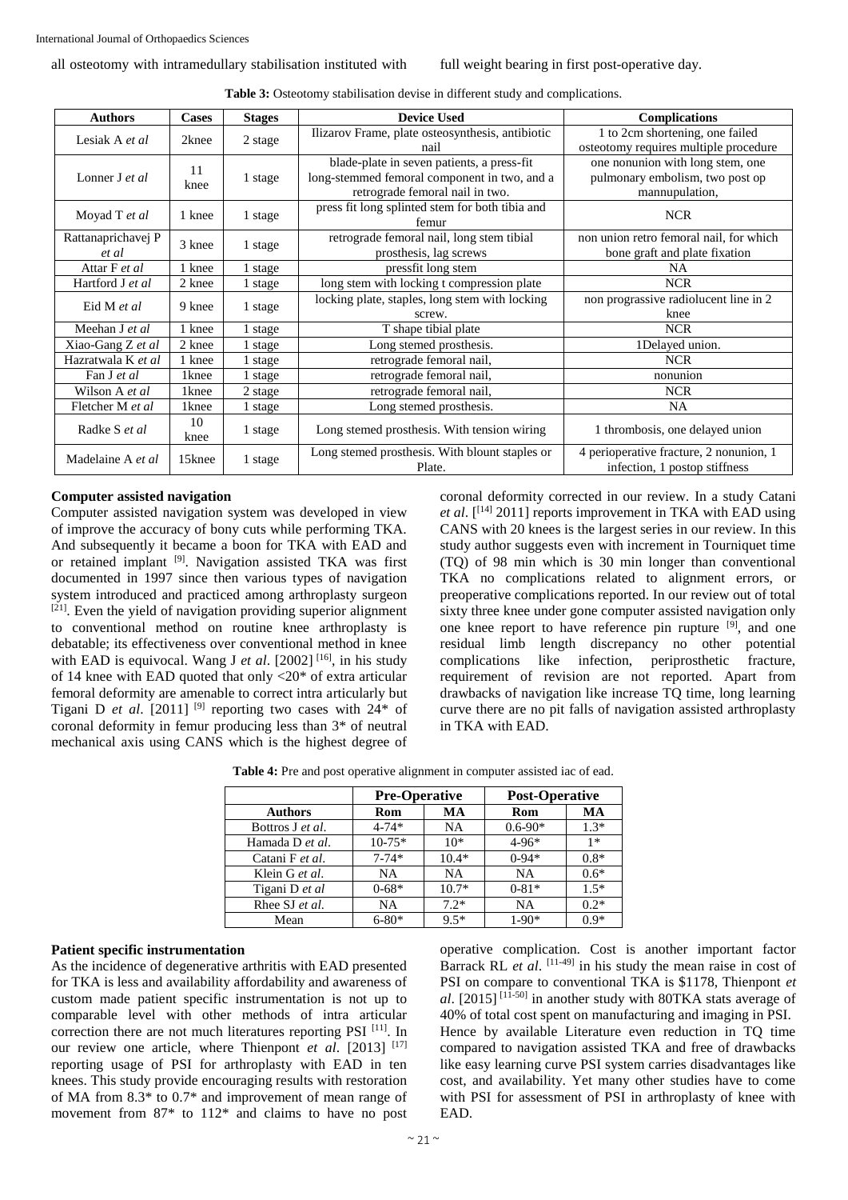all osteotomy with intramedullary stabilisation instituted with full weight bearing in first post-operative day.

**Table 3:** Osteotomy stabilisation devise in different study and complications.

| Authors | Cases | Stages | Device Used | Complications |
|---|---|---|---|---|
| Lesiak A *et al* | 2knee | 2 stage | Ilizarov Frame, plate osteosynthesis, antibiotic nail | 1 to 2cm shortening, one failed osteotomy requires multiple procedure |
| Lonner J *et al* | 11 knee | 1 stage | blade-plate in seven patients, a press-fit long-stemmed femoral component in two, and a retrograde femoral nail in two. | one nonunion with long stem, one pulmonary embolism, two post op mannupulation, |
| Moyad T *et al* | 1 knee | 1 stage | press fit long splinted stem for both tibia and femur | NCR |
| Rattanaprichavej P *et al* | 3 knee | 1 stage | retrograde femoral nail, long stem tibial prosthesis, lag screws | non union retro femoral nail, for which bone graft and plate fixation |
| Attar F *et al* | 1 knee | 1 stage | pressfit long stem | NA |
| Hartford J *et al* | 2 knee | 1 stage | long stem with locking t compression plate | NCR |
| Eid M *et al* | 9 knee | 1 stage | locking plate, staples, long stem with locking screw. | non prograssive radiolucent line in 2 knee |
| Meehan J *et al* | 1 knee | 1 stage | T shape tibial plate | NCR |
| Xiao-Gang Z *et al* | 2 knee | 1 stage | Long stemed prosthesis. | 1Delayed union. |
| Hazratwala K *et al* | 1 knee | 1 stage | retrograde femoral nail, | NCR |
| Fan J *et al* | 1knee | 1 stage | retrograde femoral nail, | nonunion |
| Wilson A *et al* | 1knee | 2 stage | retrograde femoral nail, | NCR |
| Fletcher M *et al* | 1knee | 1 stage | Long stemed prosthesis. | NA |
| Radke S *et al* | 10 knee | 1 stage | Long stemed prosthesis. With tension wiring | 1 thrombosis, one delayed union |
| Madelaine A *et al* | 15knee | 1 stage | Long stemed prosthesis. With blount staples or Plate. | 4 perioperative fracture, 2 nonunion, 1 infection, 1 postop stiffness |

**Computer assisted navigation**

Computer assisted navigation system was developed in view of improve the accuracy of bony cuts while performing TKA. And subsequently it became a boon for TKA with EAD and or retained implant [9]. Navigation assisted TKA was first documented in 1997 since then various types of navigation system introduced and practiced among arthroplasty surgeon [21]. Even the yield of navigation providing superior alignment to conventional method on routine knee arthroplasty is debatable; its effectiveness over conventional method in knee with EAD is equivocal. Wang J *et al*. [2002] [16], in his study of 14 knee with EAD quoted that only <20* of extra articular femoral deformity are amenable to correct intra articularly but Tigani D *et al*. [2011] [9] reporting two cases with 24* of coronal deformity in femur producing less than 3* of neutral mechanical axis using CANS which is the highest degree of coronal deformity corrected in our review. In a study Catani *et al*. [[14] 2011] reports improvement in TKA with EAD using CANS with 20 knees is the largest series in our review. In this study author suggests even with increment in Tourniquet time (TQ) of 98 min which is 30 min longer than conventional TKA no complications related to alignment errors, or preoperative complications reported. In our review out of total sixty three knee under gone computer assisted navigation only one knee report to have reference pin rupture [9], and one residual limb length discrepancy no other potential complications like infection, periprosthetic fracture, requirement of revision are not reported. Apart from drawbacks of navigation like increase TQ time, long learning curve there are no pit falls of navigation assisted arthroplasty in TKA with EAD.

**Table 4:** Pre and post operative alignment in computer assisted iac of ead.

| | Pre-Operative | | Post-Operative | |
|---|---|---|---|---|
| **Authors** | **Rom** | **MA** | **Rom** | **MA** |
| Bottros J *et al.* | 4-74* | NA | 0.6-90* | 1.3* |
| Hamada D *et al.* | 10-75* | 10* | 4-96* | 1* |
| Catani F *et al.* | 7-74* | 10.4* | 0-94* | 0.8* |
| Klein G *et al.* | NA | NA | NA | 0.6* |
| Tigani D *et al* | 0-68* | 10.7* | 0-81* | 1.5* |
| Rhee SJ *et al.* | NA | 7.2* | NA | 0.2* |
| Mean | 6-80* | 9.5* | 1-90* | 0.9* |

**Patient specific instrumentation**

As the incidence of degenerative arthritis with EAD presented for TKA is less and availability affordability and awareness of custom made patient specific instrumentation is not up to comparable level with other methods of intra articular correction there are not much literatures reporting PSI [11]. In our review one article, where Thienpont *et al*. [2013] [17] reporting usage of PSI for arthroplasty with EAD in ten knees. This study provide encouraging results with restoration of MA from 8.3* to 0.7* and improvement of mean range of movement from 87* to 112* and claims to have no post operative complication. Cost is another important factor Barrack RL *et al*. [11-49] in his study the mean raise in cost of PSI on compare to conventional TKA is $1178, Thienpont *et al*. [2015] [11-50] in another study with 80TKA stats average of 40% of total cost spent on manufacturing and imaging in PSI. Hence by available Literature even reduction in TQ time compared to navigation assisted TKA and free of drawbacks like easy learning curve PSI system carries disadvantages like cost, and availability. Yet many other studies have to come with PSI for assessment of PSI in arthroplasty of knee with EAD.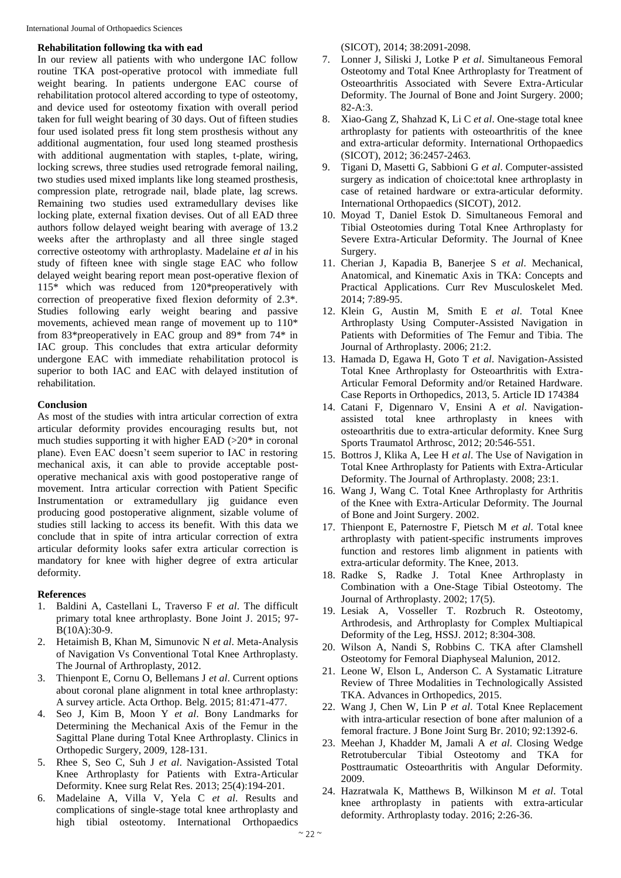### Rehabilitation following tka with ead

In our review all patients with who undergone IAC follow routine TKA post-operative protocol with immediate full weight bearing. In patients undergone EAC course of rehabilitation protocol altered according to type of osteotomy, and device used for osteotomy fixation with overall period taken for full weight bearing of 30 days. Out of fifteen studies four used isolated press fit long stem prosthesis without any additional augmentation, four used long steamed prosthesis with additional augmentation with staples, t-plate, wiring, locking screws, three studies used retrograde femoral nailing, two studies used mixed implants like long steamed prosthesis, compression plate, retrograde nail, blade plate, lag screws. Remaining two studies used extramedullary devises like locking plate, external fixation devises. Out of all EAD three authors follow delayed weight bearing with average of 13.2 weeks after the arthroplasty and all three single staged corrective osteotomy with arthroplasty. Madelaine *et al* in his study of fifteen knee with single stage EAC who follow delayed weight bearing report mean post-operative flexion of 115* which was reduced from 120*preoperatively with correction of preoperative fixed flexion deformity of 2.3*. Studies following early weight bearing and passive movements, achieved mean range of movement up to 110* from 83*preoperatively in EAC group and 89* from 74* in IAC group. This concludes that extra articular deformity undergone EAC with immediate rehabilitation protocol is superior to both IAC and EAC with delayed institution of rehabilitation.

### Conclusion

As most of the studies with intra articular correction of extra articular deformity provides encouraging results but, not much studies supporting it with higher EAD (>20* in coronal plane). Even EAC doesn't seem superior to IAC in restoring mechanical axis, it can able to provide acceptable post-operative mechanical axis with good postoperative range of movement. Intra articular correction with Patient Specific Instrumentation or extramedullary jig guidance even producing good postoperative alignment, sizable volume of studies still lacking to access its benefit. With this data we conclude that in spite of intra articular correction of extra articular deformity looks safer extra articular correction is mandatory for knee with higher degree of extra articular deformity.

### References

1. Baldini A, Castellani L, Traverso F *et al*. The difficult primary total knee arthroplasty. Bone Joint J. 2015; 97-B(10A):30-9.
2. Hetaimish B, Khan M, Simunovic N *et al*. Meta-Analysis of Navigation Vs Conventional Total Knee Arthroplasty. The Journal of Arthroplasty, 2012.
3. Thienpont E, Cornu O, Bellemans J *et al*. Current options about coronal plane alignment in total knee arthroplasty: A survey article. Acta Orthop. Belg. 2015; 81:471-477.
4. Seo J, Kim B, Moon Y *et al*. Bony Landmarks for Determining the Mechanical Axis of the Femur in the Sagittal Plane during Total Knee Arthroplasty. Clinics in Orthopedic Surgery, 2009, 128-131.
5. Rhee S, Seo C, Suh J *et al*. Navigation-Assisted Total Knee Arthroplasty for Patients with Extra-Articular Deformity. Knee surg Relat Res. 2013; 25(4):194-201.
6. Madelaine A, Villa V, Yela C *et al*. Results and complications of single-stage total knee arthroplasty and high tibial osteotomy. International Orthopaedics (SICOT), 2014; 38:2091-2098.
7. Lonner J, Siliski J, Lotke P *et al*. Simultaneous Femoral Osteotomy and Total Knee Arthroplasty for Treatment of Osteoarthritis Associated with Severe Extra-Articular Deformity. The Journal of Bone and Joint Surgery. 2000; 82-A:3.
8. Xiao-Gang Z, Shahzad K, Li C *et al*. One-stage total knee arthroplasty for patients with osteoarthritis of the knee and extra-articular deformity. International Orthopaedics (SICOT), 2012; 36:2457-2463.
9. Tigani D, Masetti G, Sabbioni G *et al*. Computer-assisted surgery as indication of choice:total knee arthroplasty in case of retained hardware or extra-articular deformity. International Orthopaedics (SICOT), 2012.
10. Moyad T, Daniel Estok D. Simultaneous Femoral and Tibial Osteotomies during Total Knee Arthroplasty for Severe Extra-Articular Deformity. The Journal of Knee Surgery.
11. Cherian J, Kapadia B, Banerjee S *et al*. Mechanical, Anatomical, and Kinematic Axis in TKA: Concepts and Practical Applications. Curr Rev Musculoskelet Med. 2014; 7:89-95.
12. Klein G, Austin M, Smith E *et al*. Total Knee Arthroplasty Using Computer-Assisted Navigation in Patients with Deformities of The Femur and Tibia. The Journal of Arthroplasty. 2006; 21:2.
13. Hamada D, Egawa H, Goto T *et al*. Navigation-Assisted Total Knee Arthroplasty for Osteoarthritis with Extra-Articular Femoral Deformity and/or Retained Hardware. Case Reports in Orthopedics, 2013, 5. Article ID 174384
14. Catani F, Digennaro V, Ensini A *et al*. Navigation-assisted total knee arthroplasty in knees with osteoarthritis due to extra-articular deformity. Knee Surg Sports Traumatol Arthrosc, 2012; 20:546-551.
15. Bottros J, Klika A, Lee H *et al*. The Use of Navigation in Total Knee Arthroplasty for Patients with Extra-Articular Deformity. The Journal of Arthroplasty. 2008; 23:1.
16. Wang J, Wang C. Total Knee Arthroplasty for Arthritis of the Knee with Extra-Articular Deformity. The Journal of Bone and Joint Surgery. 2002.
17. Thienpont E, Paternostre F, Pietsch M *et al*. Total knee arthroplasty with patient-specific instruments improves function and restores limb alignment in patients with extra-articular deformity. The Knee, 2013.
18. Radke S, Radke J. Total Knee Arthroplasty in Combination with a One-Stage Tibial Osteotomy. The Journal of Arthroplasty. 2002; 17(5).
19. Lesiak A, Vosseller T. Rozbruch R. Osteotomy, Arthrodesis, and Arthroplasty for Complex Multiapical Deformity of the Leg, HSSJ. 2012; 8:304-308.
20. Wilson A, Nandi S, Robbins C. TKA after Clamshell Osteotomy for Femoral Diaphyseal Malunion, 2012.
21. Leone W, Elson L, Anderson C. A Systamatic Litrature Review of Three Modalities in Technologically Assisted TKA. Advances in Orthopedics, 2015.
22. Wang J, Chen W, Lin P *et al*. Total Knee Replacement with intra-articular resection of bone after malunion of a femoral fracture. J Bone Joint Surg Br. 2010; 92:1392-6.
23. Meehan J, Khadder M, Jamali A *et al*. Closing Wedge Retrotubercular Tibial Osteotomy and TKA for Posttraumatic Osteoarthritis with Angular Deformity. 2009.
24. Hazratwala K, Matthews B, Wilkinson M *et al*. Total knee arthroplasty in patients with extra-articular deformity. Arthroplasty today. 2016; 2:26-36.